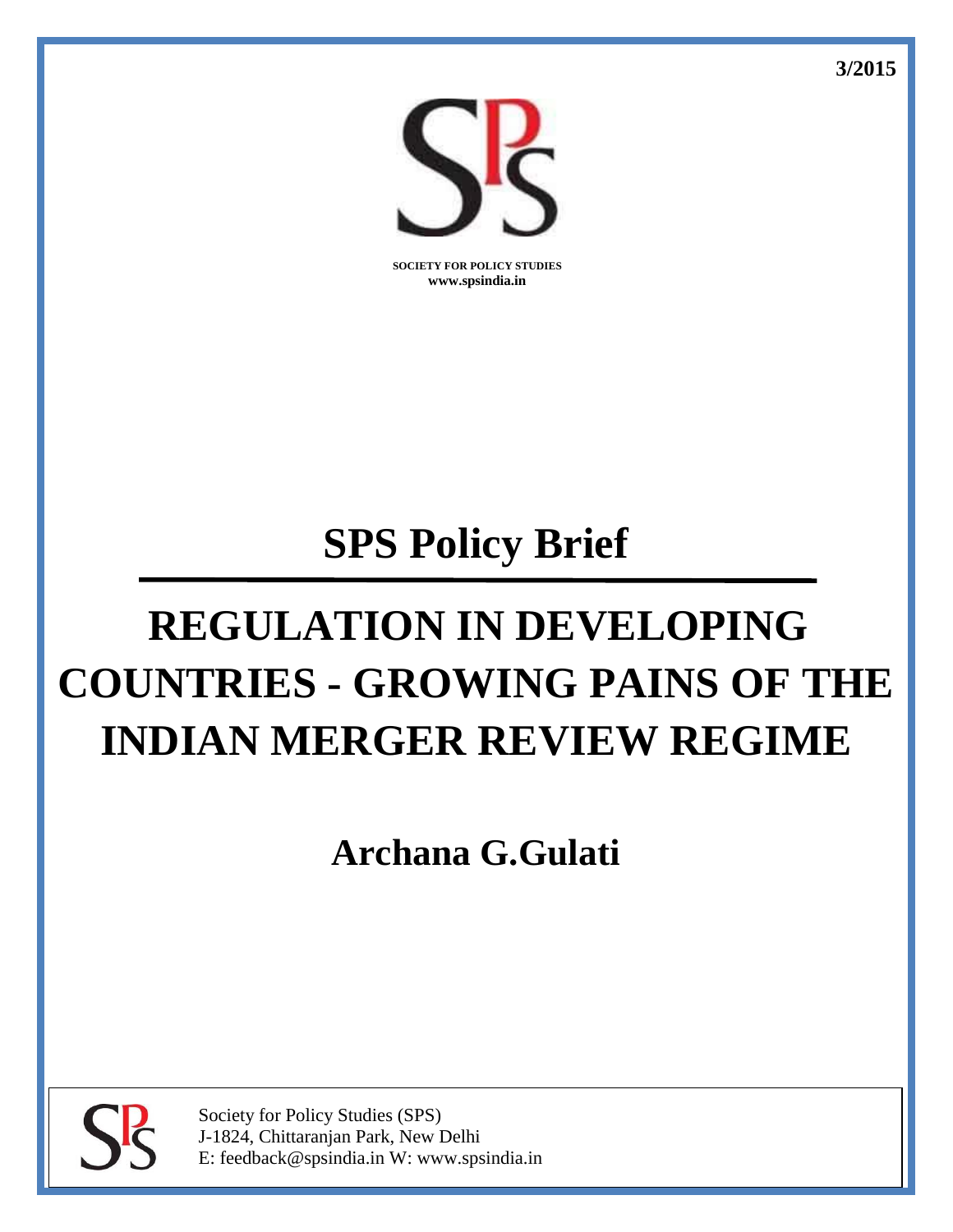3/2015

SOCIETY FOR POLICY STUDIES
www.spsindia.in

# SPS Policy Brief

# REGULATION IN DEVELOPING COUNTRIES - GROWING PAINS OF THE INDIAN MERGER REVIEW REGIME

## Archana G.Gulati

Society for Policy Studies (SPS)
J-1824, Chittaranjan Park, New Delhi
E: feedback@spsindia.in W: www.spsindia.in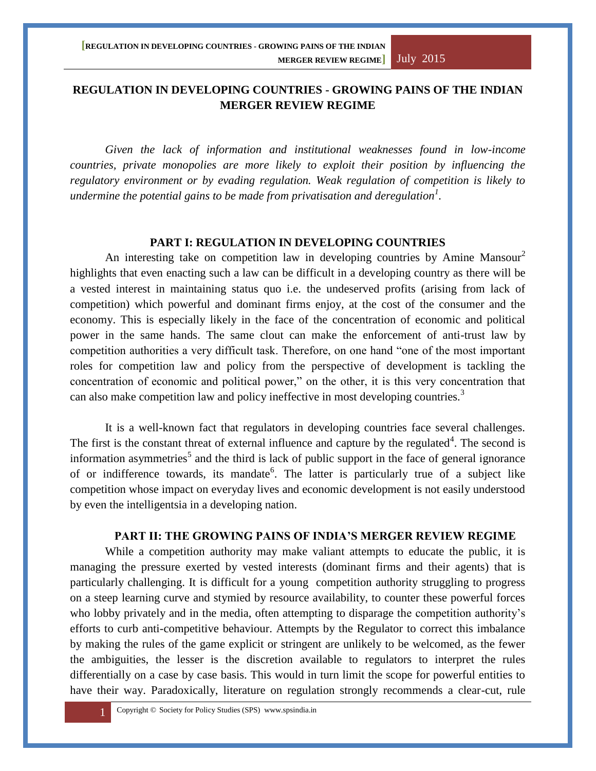# REGULATION IN DEVELOPING COUNTRIES - GROWING PAINS OF THE INDIAN MERGER REVIEW REGIME

*Given the lack of information and institutional weaknesses found in low-income countries, private monopolies are more likely to exploit their position by influencing the regulatory environment or by evading regulation. Weak regulation of competition is likely to undermine the potential gains to be made from privatisation and deregulation[1].*

## PART I: REGULATION IN DEVELOPING COUNTRIES

An interesting take on competition law in developing countries by Amine Mansour[2] highlights that even enacting such a law can be difficult in a developing country as there will be a vested interest in maintaining status quo i.e. the undeserved profits (arising from lack of competition) which powerful and dominant firms enjoy, at the cost of the consumer and the economy. This is especially likely in the face of the concentration of economic and political power in the same hands. The same clout can make the enforcement of anti-trust law by competition authorities a very difficult task. Therefore, on one hand "one of the most important roles for competition law and policy from the perspective of development is tackling the concentration of economic and political power," on the other, it is this very concentration that can also make competition law and policy ineffective in most developing countries.[3]

It is a well-known fact that regulators in developing countries face several challenges. The first is the constant threat of external influence and capture by the regulated[4]. The second is information asymmetries[5] and the third is lack of public support in the face of general ignorance of or indifference towards, its mandate[6]. The latter is particularly true of a subject like competition whose impact on everyday lives and economic development is not easily understood by even the intelligentsia in a developing nation.

## PART II: THE GROWING PAINS OF INDIA'S MERGER REVIEW REGIME

While a competition authority may make valiant attempts to educate the public, it is managing the pressure exerted by vested interests (dominant firms and their agents) that is particularly challenging. It is difficult for a young competition authority struggling to progress on a steep learning curve and stymied by resource availability, to counter these powerful forces who lobby privately and in the media, often attempting to disparage the competition authority's efforts to curb anti-competitive behaviour. Attempts by the Regulator to correct this imbalance by making the rules of the game explicit or stringent are unlikely to be welcomed, as the fewer the ambiguities, the lesser is the discretion available to regulators to interpret the rules differentially on a case by case basis. This would in turn limit the scope for powerful entities to have their way. Paradoxically, literature on regulation strongly recommends a clear-cut, rule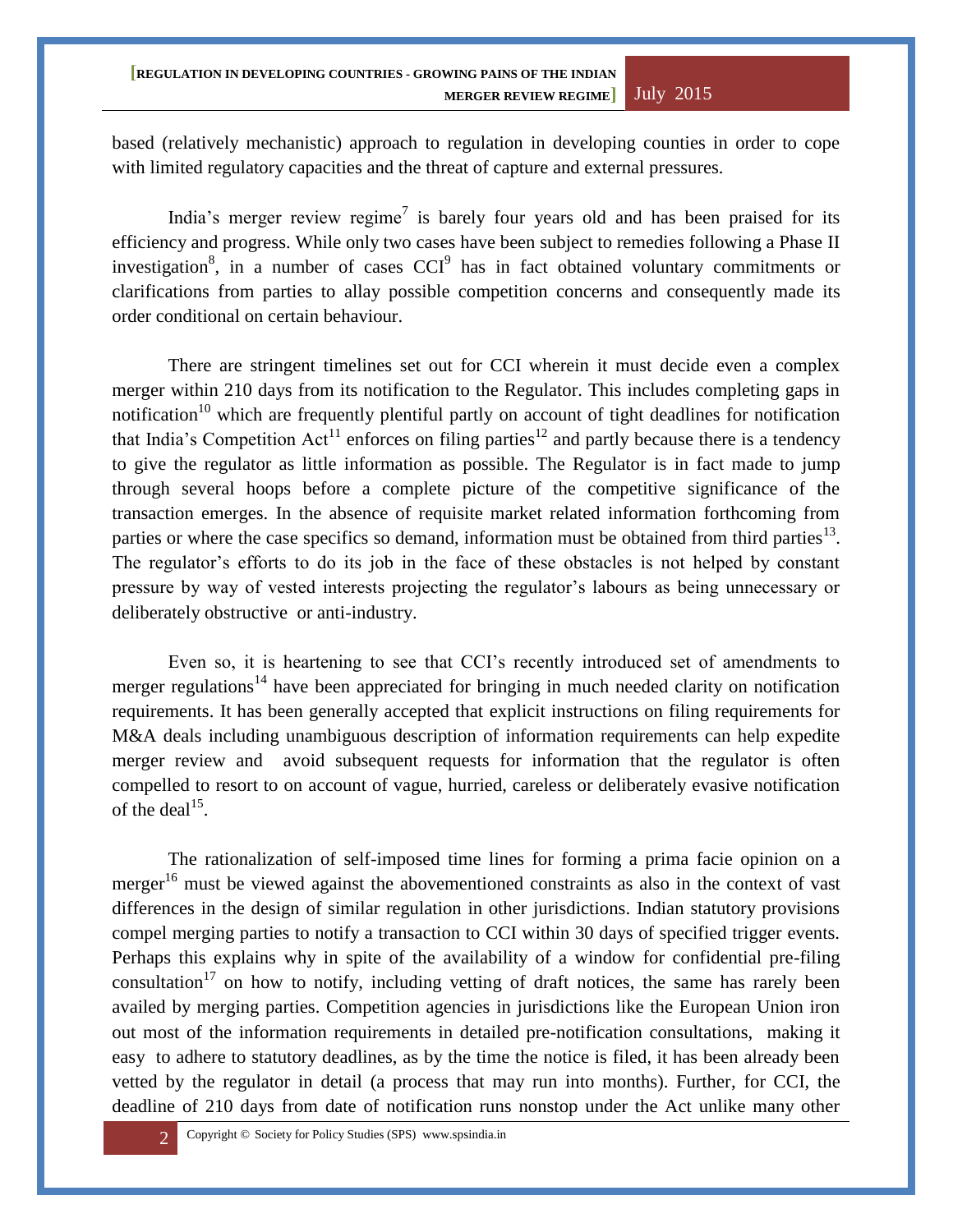based (relatively mechanistic) approach to regulation in developing counties in order to cope with limited regulatory capacities and the threat of capture and external pressures.

India's merger review regime[7] is barely four years old and has been praised for its efficiency and progress. While only two cases have been subject to remedies following a Phase II investigation[8], in a number of cases CCI[9] has in fact obtained voluntary commitments or clarifications from parties to allay possible competition concerns and consequently made its order conditional on certain behaviour.

There are stringent timelines set out for CCI wherein it must decide even a complex merger within 210 days from its notification to the Regulator. This includes completing gaps in notification[10] which are frequently plentiful partly on account of tight deadlines for notification that India's Competition Act[11] enforces on filing parties[12] and partly because there is a tendency to give the regulator as little information as possible. The Regulator is in fact made to jump through several hoops before a complete picture of the competitive significance of the transaction emerges. In the absence of requisite market related information forthcoming from parties or where the case specifics so demand, information must be obtained from third parties[13]. The regulator's efforts to do its job in the face of these obstacles is not helped by constant pressure by way of vested interests projecting the regulator's labours as being unnecessary or deliberately obstructive or anti-industry.

Even so, it is heartening to see that CCI's recently introduced set of amendments to merger regulations[14] have been appreciated for bringing in much needed clarity on notification requirements. It has been generally accepted that explicit instructions on filing requirements for M&A deals including unambiguous description of information requirements can help expedite merger review and avoid subsequent requests for information that the regulator is often compelled to resort to on account of vague, hurried, careless or deliberately evasive notification of the deal[15].

The rationalization of self-imposed time lines for forming a prima facie opinion on a merger[16] must be viewed against the abovementioned constraints as also in the context of vast differences in the design of similar regulation in other jurisdictions. Indian statutory provisions compel merging parties to notify a transaction to CCI within 30 days of specified trigger events. Perhaps this explains why in spite of the availability of a window for confidential pre-filing consultation[17] on how to notify, including vetting of draft notices, the same has rarely been availed by merging parties. Competition agencies in jurisdictions like the European Union iron out most of the information requirements in detailed pre-notification consultations, making it easy to adhere to statutory deadlines, as by the time the notice is filed, it has been already been vetted by the regulator in detail (a process that may run into months). Further, for CCI, the deadline of 210 days from date of notification runs nonstop under the Act unlike many other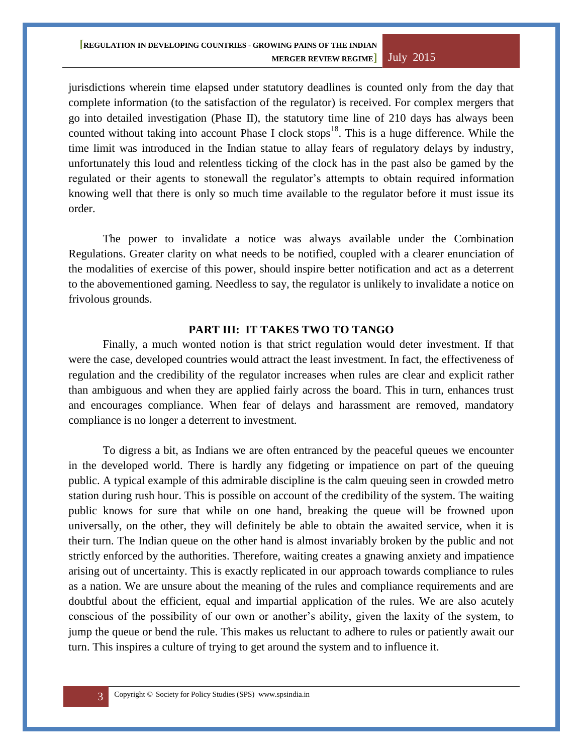jurisdictions wherein time elapsed under statutory deadlines is counted only from the day that complete information (to the satisfaction of the regulator) is received. For complex mergers that go into detailed investigation (Phase II), the statutory time line of 210 days has always been counted without taking into account Phase I clock stops[18]. This is a huge difference. While the time limit was introduced in the Indian statue to allay fears of regulatory delays by industry, unfortunately this loud and relentless ticking of the clock has in the past also be gamed by the regulated or their agents to stonewall the regulator's attempts to obtain required information knowing well that there is only so much time available to the regulator before it must issue its order.

The power to invalidate a notice was always available under the Combination Regulations. Greater clarity on what needs to be notified, coupled with a clearer enunciation of the modalities of exercise of this power, should inspire better notification and act as a deterrent to the abovementioned gaming. Needless to say, the regulator is unlikely to invalidate a notice on frivolous grounds.

## PART III: IT TAKES TWO TO TANGO

Finally, a much wonted notion is that strict regulation would deter investment. If that were the case, developed countries would attract the least investment. In fact, the effectiveness of regulation and the credibility of the regulator increases when rules are clear and explicit rather than ambiguous and when they are applied fairly across the board. This in turn, enhances trust and encourages compliance. When fear of delays and harassment are removed, mandatory compliance is no longer a deterrent to investment.

To digress a bit, as Indians we are often entranced by the peaceful queues we encounter in the developed world. There is hardly any fidgeting or impatience on part of the queuing public. A typical example of this admirable discipline is the calm queuing seen in crowded metro station during rush hour. This is possible on account of the credibility of the system. The waiting public knows for sure that while on one hand, breaking the queue will be frowned upon universally, on the other, they will definitely be able to obtain the awaited service, when it is their turn. The Indian queue on the other hand is almost invariably broken by the public and not strictly enforced by the authorities. Therefore, waiting creates a gnawing anxiety and impatience arising out of uncertainty. This is exactly replicated in our approach towards compliance to rules as a nation. We are unsure about the meaning of the rules and compliance requirements and are doubtful about the efficient, equal and impartial application of the rules. We are also acutely conscious of the possibility of our own or another's ability, given the laxity of the system, to jump the queue or bend the rule. This makes us reluctant to adhere to rules or patiently await our turn. This inspires a culture of trying to get around the system and to influence it.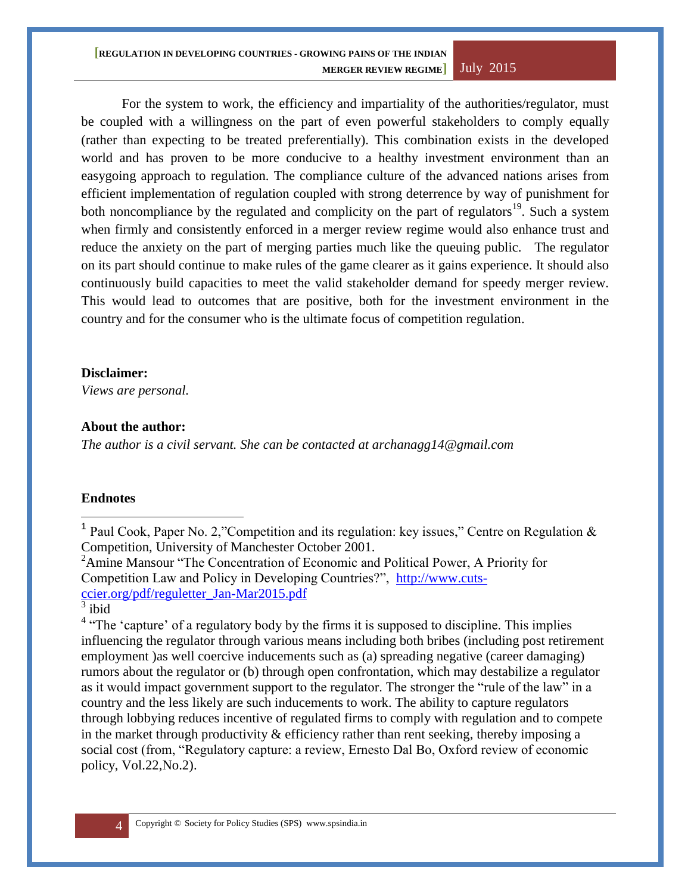For the system to work, the efficiency and impartiality of the authorities/regulator, must be coupled with a willingness on the part of even powerful stakeholders to comply equally (rather than expecting to be treated preferentially). This combination exists in the developed world and has proven to be more conducive to a healthy investment environment than an easygoing approach to regulation. The compliance culture of the advanced nations arises from efficient implementation of regulation coupled with strong deterrence by way of punishment for both noncompliance by the regulated and complicity on the part of regulators[19]. Such a system when firmly and consistently enforced in a merger review regime would also enhance trust and reduce the anxiety on the part of merging parties much like the queuing public. The regulator on its part should continue to make rules of the game clearer as it gains experience. It should also continuously build capacities to meet the valid stakeholder demand for speedy merger review. This would lead to outcomes that are positive, both for the investment environment in the country and for the consumer who is the ultimate focus of competition regulation.

**Disclaimer:**

*Views are personal.*

**About the author:**

*The author is a civil servant. She can be contacted at archanagg14@gmail.com*

**Endnotes**

[1] Paul Cook, Paper No. 2,"Competition and its regulation: key issues," Centre on Regulation & Competition, University of Manchester October 2001.

[2] Amine Mansour "The Concentration of Economic and Political Power, A Priority for Competition Law and Policy in Developing Countries?", http://www.cuts-ccier.org/pdf/reguletter_Jan-Mar2015.pdf

[3] ibid

[4] "The 'capture' of a regulatory body by the firms it is supposed to discipline. This implies influencing the regulator through various means including both bribes (including post retirement employment )as well coercive inducements such as (a) spreading negative (career damaging) rumors about the regulator or (b) through open confrontation, which may destabilize a regulator as it would impact government support to the regulator. The stronger the "rule of the law" in a country and the less likely are such inducements to work. The ability to capture regulators through lobbying reduces incentive of regulated firms to comply with regulation and to compete in the market through productivity & efficiency rather than rent seeking, thereby imposing a social cost (from, "Regulatory capture: a review, Ernesto Dal Bo, Oxford review of economic policy, Vol.22,No.2).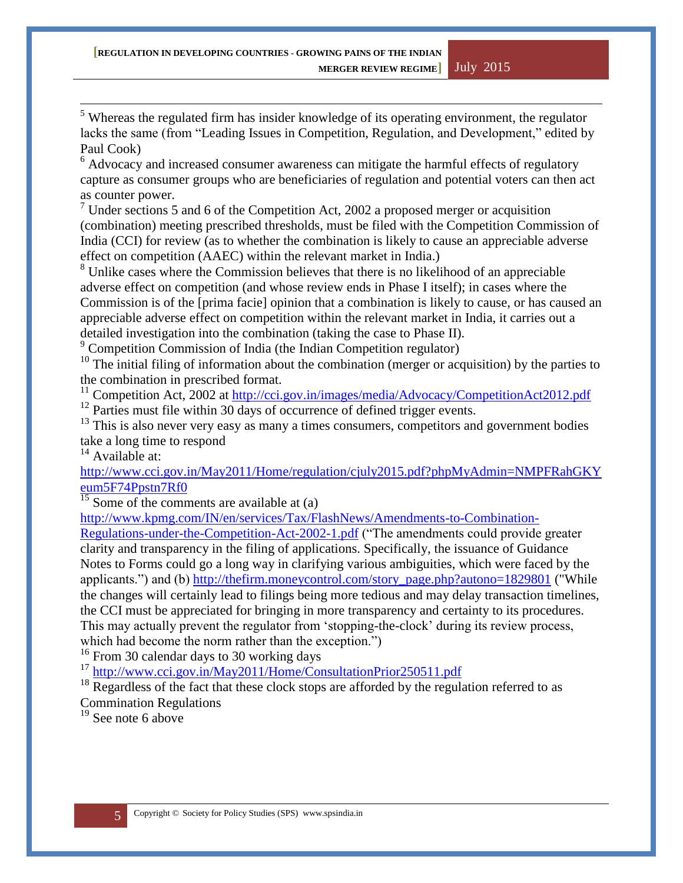[5] Whereas the regulated firm has insider knowledge of its operating environment, the regulator lacks the same (from "Leading Issues in Competition, Regulation, and Development," edited by Paul Cook)

[6] Advocacy and increased consumer awareness can mitigate the harmful effects of regulatory capture as consumer groups who are beneficiaries of regulation and potential voters can then act as counter power.

[7] Under sections 5 and 6 of the Competition Act, 2002 a proposed merger or acquisition (combination) meeting prescribed thresholds, must be filed with the Competition Commission of India (CCI) for review (as to whether the combination is likely to cause an appreciable adverse effect on competition (AAEC) within the relevant market in India.)

[8] Unlike cases where the Commission believes that there is no likelihood of an appreciable adverse effect on competition (and whose review ends in Phase I itself); in cases where the Commission is of the [prima facie] opinion that a combination is likely to cause, or has caused an appreciable adverse effect on competition within the relevant market in India, it carries out a detailed investigation into the combination (taking the case to Phase II).

[9] Competition Commission of India (the Indian Competition regulator)

[10] The initial filing of information about the combination (merger or acquisition) by the parties to the combination in prescribed format.

[11] Competition Act, 2002 at http://cci.gov.in/images/media/Advocacy/CompetitionAct2012.pdf

[12] Parties must file within 30 days of occurrence of defined trigger events.

[13] This is also never very easy as many a times consumers, competitors and government bodies take a long time to respond

[14] Available at: http://www.cci.gov.in/May2011/Home/regulation/cjuly2015.pdf?phpMyAdmin=NMPFRahGKYeum5F74Ppstn7Rf0

[15] Some of the comments are available at (a) http://www.kpmg.com/IN/en/services/Tax/FlashNews/Amendments-to-Combination-Regulations-under-the-Competition-Act-2002-1.pdf ("The amendments could provide greater clarity and transparency in the filing of applications. Specifically, the issuance of Guidance Notes to Forms could go a long way in clarifying various ambiguities, which were faced by the applicants.") and (b) http://thefirm.moneycontrol.com/story_page.php?autono=1829801 ("While the changes will certainly lead to filings being more tedious and may delay transaction timelines, the CCI must be appreciated for bringing in more transparency and certainty to its procedures. This may actually prevent the regulator from 'stopping-the-clock' during its review process, which had become the norm rather than the exception.")

[16] From 30 calendar days to 30 working days

[17] http://www.cci.gov.in/May2011/Home/ConsultationPrior250511.pdf

[18] Regardless of the fact that these clock stops are afforded by the regulation referred to as Commination Regulations

[19] See note 6 above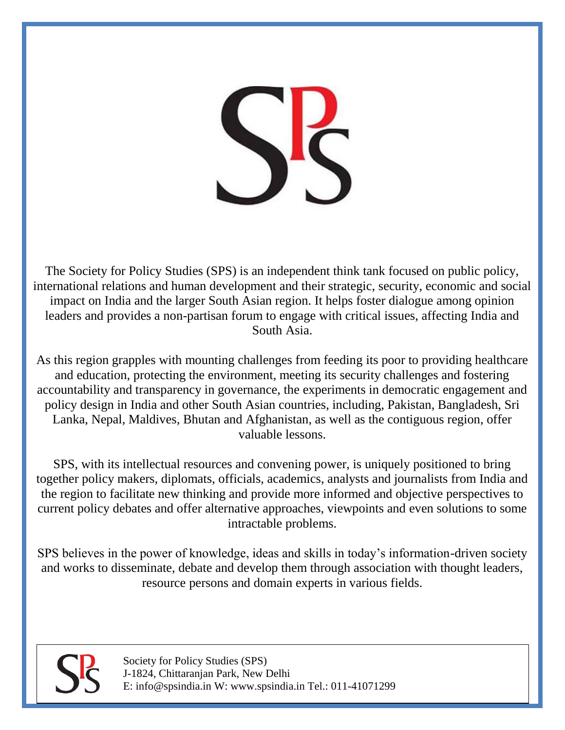The Society for Policy Studies (SPS) is an independent think tank focused on public policy, international relations and human development and their strategic, security, economic and social impact on India and the larger South Asian region. It helps foster dialogue among opinion leaders and provides a non-partisan forum to engage with critical issues, affecting India and South Asia.

As this region grapples with mounting challenges from feeding its poor to providing healthcare and education, protecting the environment, meeting its security challenges and fostering accountability and transparency in governance, the experiments in democratic engagement and policy design in India and other South Asian countries, including, Pakistan, Bangladesh, Sri Lanka, Nepal, Maldives, Bhutan and Afghanistan, as well as the contiguous region, offer valuable lessons.

SPS, with its intellectual resources and convening power, is uniquely positioned to bring together policy makers, diplomats, officials, academics, analysts and journalists from India and the region to facilitate new thinking and provide more informed and objective perspectives to current policy debates and offer alternative approaches, viewpoints and even solutions to some intractable problems.

SPS believes in the power of knowledge, ideas and skills in today's information-driven society and works to disseminate, debate and develop them through association with thought leaders, resource persons and domain experts in various fields.

Society for Policy Studies (SPS)
J-1824, Chittaranjan Park, New Delhi
E: info@spsindia.in W: www.spsindia.in Tel.: 011-41071299